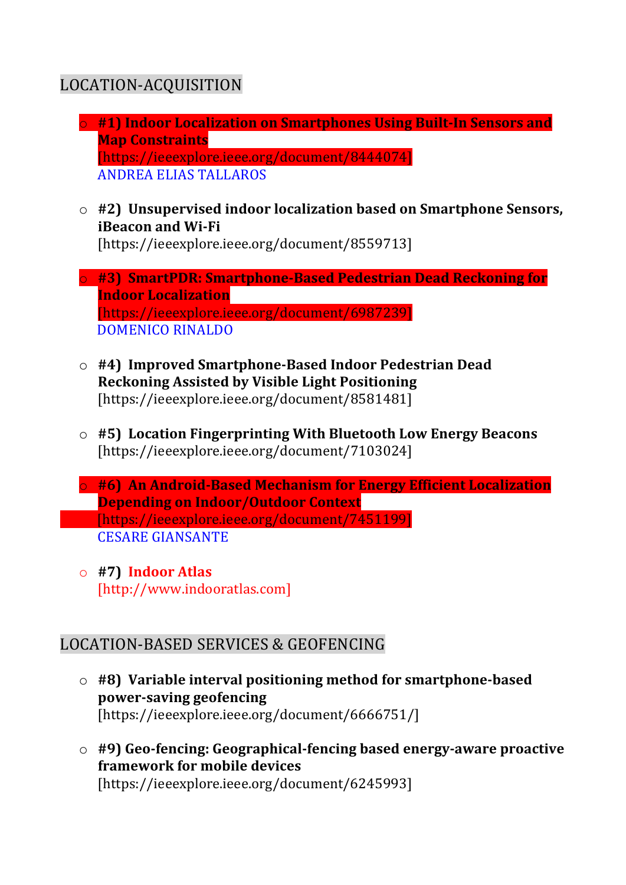## LOCATION-ACQUISITION

- **#1) Indoor Localization on Smartphones Using Built-In Sensors and Map Constraints**
  [https://ieeexplore.ieee.org/document/8444074]
  ANDREA ELIAS TALLAROS

- **#2) Unsupervised indoor localization based on Smartphone Sensors, iBeacon and Wi-Fi**
  [https://ieeexplore.ieee.org/document/8559713]

- **#3) SmartPDR: Smartphone-Based Pedestrian Dead Reckoning for Indoor Localization**
  [https://ieeexplore.ieee.org/document/6987239]
  DOMENICO RINALDO

- **#4) Improved Smartphone-Based Indoor Pedestrian Dead Reckoning Assisted by Visible Light Positioning**
  [https://ieeexplore.ieee.org/document/8581481]

- **#5) Location Fingerprinting With Bluetooth Low Energy Beacons**
  [https://ieeexplore.ieee.org/document/7103024]

- **#6) An Android-Based Mechanism for Energy Efficient Localization Depending on Indoor/Outdoor Context**
  [https://ieeexplore.ieee.org/document/7451199]
  CESARE GIANSANTE

- **#7) Indoor Atlas**
  [http://www.indooratlas.com]

## LOCATION-BASED SERVICES & GEOFENCING

- **#8) Variable interval positioning method for smartphone-based power-saving geofencing**
  [https://ieeexplore.ieee.org/document/6666751/]

- **#9) Geo-fencing: Geographical-fencing based energy-aware proactive framework for mobile devices**
  [https://ieeexplore.ieee.org/document/6245993]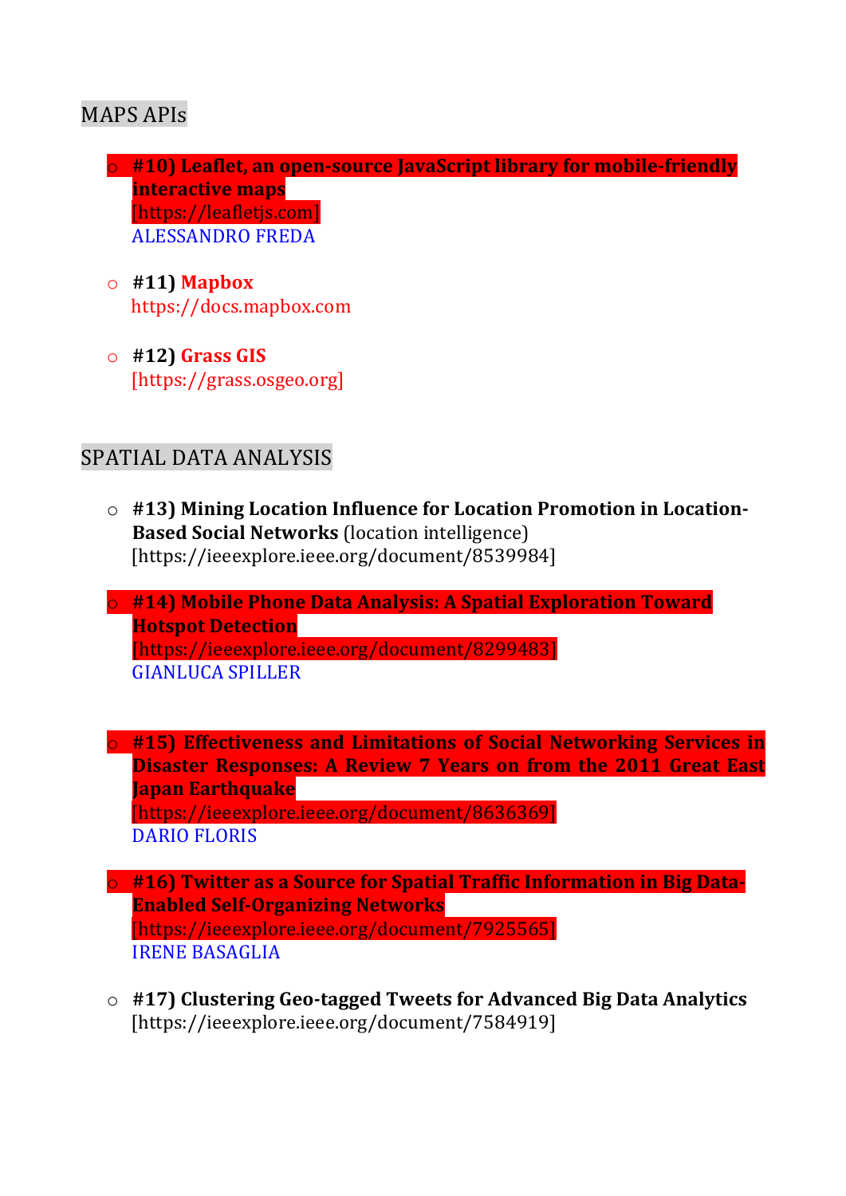## MAPS APIs

- **#10) Leaflet, an open-source JavaScript library for mobile-friendly interactive maps**
  [https://leafletjs.com]
  ALESSANDRO FREDA

- **#11) Mapbox**
  https://docs.mapbox.com

- **#12) Grass GIS**
  [https://grass.osgeo.org]

## SPATIAL DATA ANALYSIS

- **#13) Mining Location Influence for Location Promotion in Location-Based Social Networks** (location intelligence)
  [https://ieeexplore.ieee.org/document/8539984]

- **#14) Mobile Phone Data Analysis: A Spatial Exploration Toward Hotspot Detection**
  [https://ieeexplore.ieee.org/document/8299483]
  GIANLUCA SPILLER

- **#15) Effectiveness and Limitations of Social Networking Services in Disaster Responses: A Review 7 Years on from the 2011 Great East Japan Earthquake**
  [https://ieeexplore.ieee.org/document/8636369]
  DARIO FLORIS

- **#16) Twitter as a Source for Spatial Traffic Information in Big Data-Enabled Self-Organizing Networks**
  [https://ieeexplore.ieee.org/document/7925565]
  IRENE BASAGLIA

- **#17) Clustering Geo-tagged Tweets for Advanced Big Data Analytics**
  [https://ieeexplore.ieee.org/document/7584919]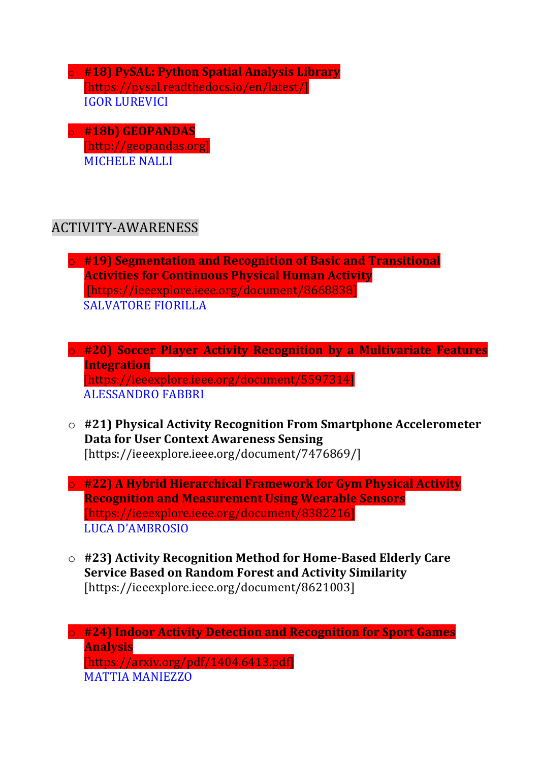- **#18) PySAL: Python Spatial Analysis Library**
  [https://pysal.readthedocs.io/en/latest/]
  IGOR LUREVICI

- **#18b) GEOPANDAS**
  [http://geopandas.org]
  MICHELE NALLI

## ACTIVITY-AWARENESS

- **#19) Segmentation and Recognition of Basic and Transitional Activities for Continuous Physical Human Activity**
  [https://ieeexplore.ieee.org/document/8668838]
  SALVATORE FIORILLA

- **#20) Soccer Player Activity Recognition by a Multivariate Features Integration**
  [https://ieeexplore.ieee.org/document/5597314]
  ALESSANDRO FABBRI

- **#21) Physical Activity Recognition From Smartphone Accelerometer Data for User Context Awareness Sensing**
  [https://ieeexplore.ieee.org/document/7476869/]

- **#22) A Hybrid Hierarchical Framework for Gym Physical Activity Recognition and Measurement Using Wearable Sensors**
  [https://ieeexplore.ieee.org/document/8382216]
  LUCA D'AMBROSIO

- **#23) Activity Recognition Method for Home-Based Elderly Care Service Based on Random Forest and Activity Similarity**
  [https://ieeexplore.ieee.org/document/8621003]

- **#24) Indoor Activity Detection and Recognition for Sport Games Analysis**
  [https://arxiv.org/pdf/1404.6413.pdf]
  MATTIA MANIEZZO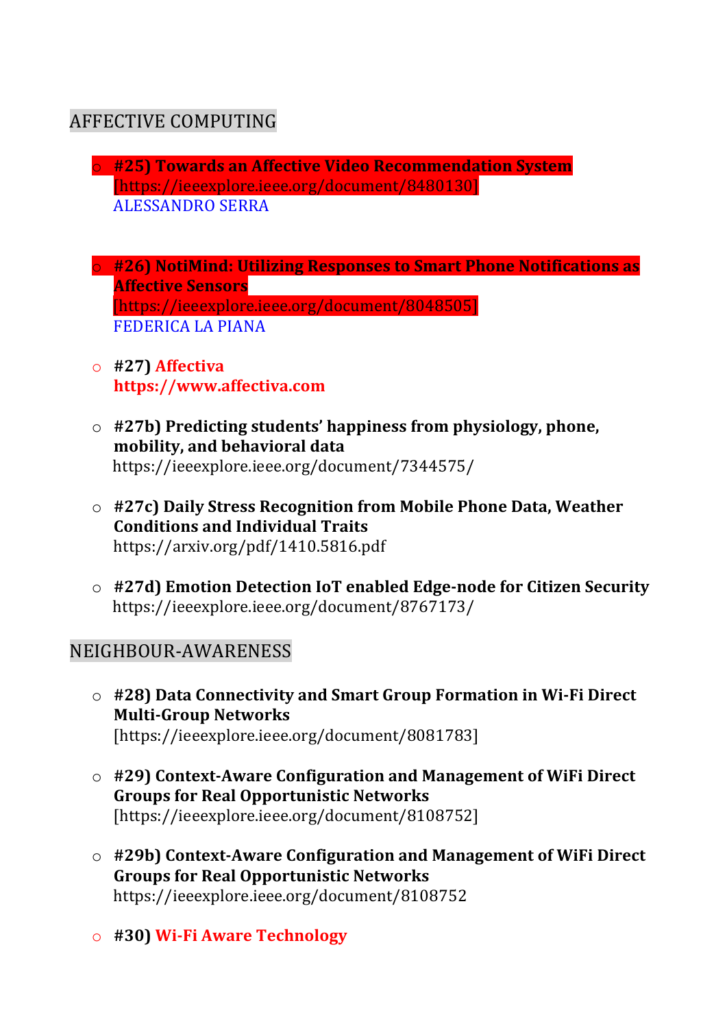## AFFECTIVE COMPUTING

- **#25) Towards an Affective Video Recommendation System**
  [https://ieeexplore.ieee.org/document/8480130]
  ALESSANDRO SERRA

- **#26) NotiMind: Utilizing Responses to Smart Phone Notifications as Affective Sensors**
  [https://ieeexplore.ieee.org/document/8048505]
  FEDERICA LA PIANA

- **#27) Affectiva**
  **https://www.affectiva.com**

- **#27b) Predicting students' happiness from physiology, phone, mobility, and behavioral data**
  https://ieeexplore.ieee.org/document/7344575/

- **#27c) Daily Stress Recognition from Mobile Phone Data, Weather Conditions and Individual Traits**
  https://arxiv.org/pdf/1410.5816.pdf

- **#27d) Emotion Detection IoT enabled Edge-node for Citizen Security**
  https://ieeexplore.ieee.org/document/8767173/

## NEIGHBOUR-AWARENESS

- **#28) Data Connectivity and Smart Group Formation in Wi-Fi Direct Multi-Group Networks**
  [https://ieeexplore.ieee.org/document/8081783]

- **#29) Context-Aware Configuration and Management of WiFi Direct Groups for Real Opportunistic Networks**
  [https://ieeexplore.ieee.org/document/8108752]

- **#29b) Context-Aware Configuration and Management of WiFi Direct Groups for Real Opportunistic Networks**
  https://ieeexplore.ieee.org/document/8108752

- **#30) Wi-Fi Aware Technology**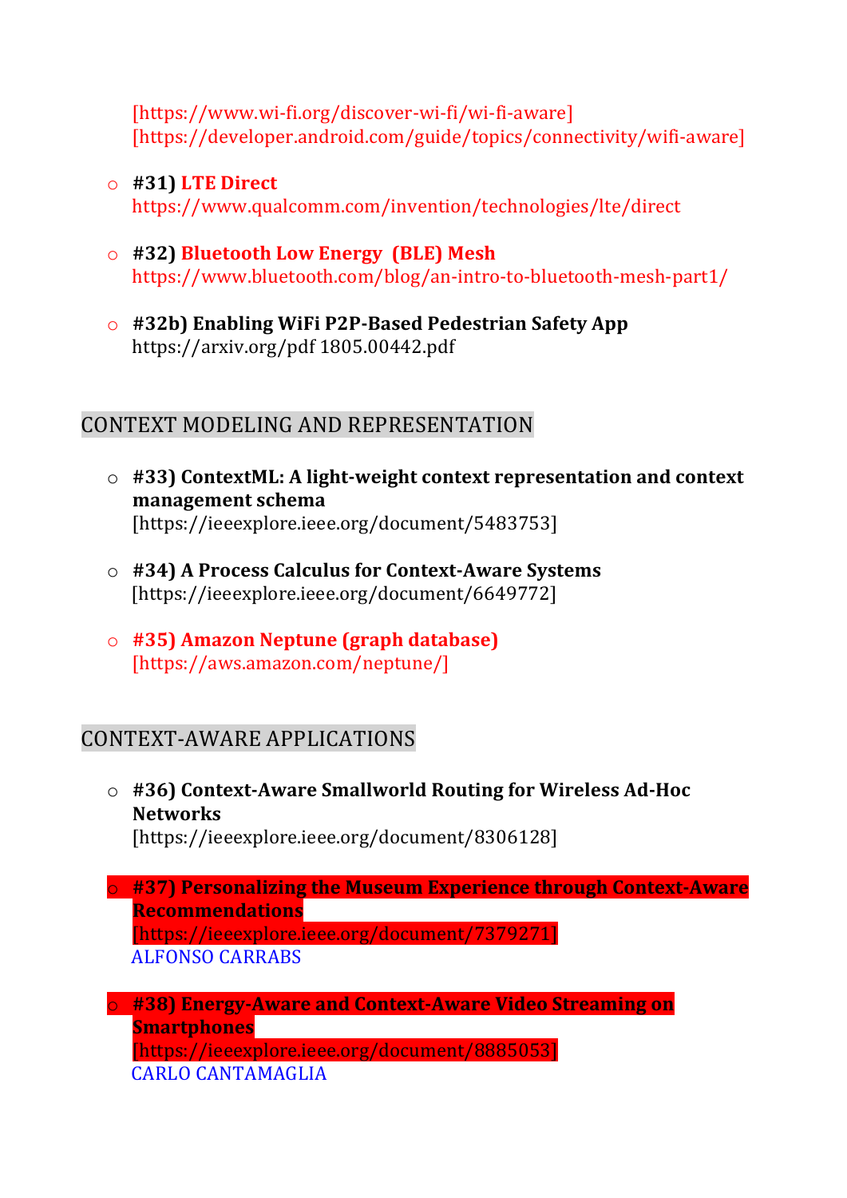[https://www.wi-fi.org/discover-wi-fi/wi-fi-aware]
[https://developer.android.com/guide/topics/connectivity/wifi-aware]

- **#31) LTE Direct**
  https://www.qualcomm.com/invention/technologies/lte/direct

- **#32) Bluetooth Low Energy (BLE) Mesh**
  https://www.bluetooth.com/blog/an-intro-to-bluetooth-mesh-part1/

- **#32b) Enabling WiFi P2P-Based Pedestrian Safety App**
  https://arxiv.org/pdf 1805.00442.pdf

## CONTEXT MODELING AND REPRESENTATION

- **#33) ContextML: A light-weight context representation and context management schema**
  [https://ieeexplore.ieee.org/document/5483753]

- **#34) A Process Calculus for Context-Aware Systems**
  [https://ieeexplore.ieee.org/document/6649772]

- **#35) Amazon Neptune (graph database)**
  [https://aws.amazon.com/neptune/]

## CONTEXT-AWARE APPLICATIONS

- **#36) Context-Aware Smallworld Routing for Wireless Ad-Hoc Networks**
  [https://ieeexplore.ieee.org/document/8306128]

- **#37) Personalizing the Museum Experience through Context-Aware Recommendations**
  [https://ieeexplore.ieee.org/document/7379271]
  ALFONSO CARRABS

- **#38) Energy-Aware and Context-Aware Video Streaming on Smartphones**
  [https://ieeexplore.ieee.org/document/8885053]
  CARLO CANTAMAGLIA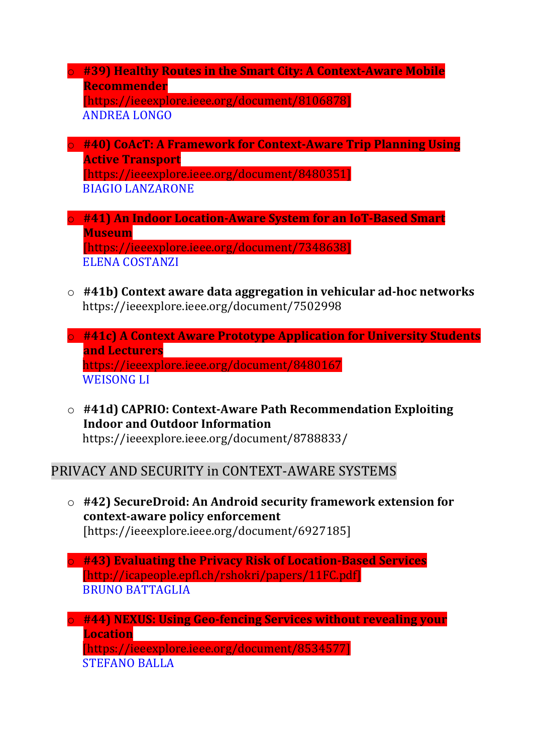- **#39) Healthy Routes in the Smart City: A Context-Aware Mobile Recommender**
  [https://ieeexplore.ieee.org/document/8106878]
  ANDREA LONGO

- **#40) CoAcT: A Framework for Context-Aware Trip Planning Using Active Transport**
  [https://ieeexplore.ieee.org/document/8480351]
  BIAGIO LANZARONE

- **#41) An Indoor Location-Aware System for an IoT-Based Smart Museum**
  [https://ieeexplore.ieee.org/document/7348638]
  ELENA COSTANZI

- **#41b) Context aware data aggregation in vehicular ad-hoc networks**
  https://ieeexplore.ieee.org/document/7502998

- **#41c) A Context Aware Prototype Application for University Students and Lecturers**
  https://ieeexplore.ieee.org/document/8480167
  WEISONG LI

- **#41d) CAPRIO: Context-Aware Path Recommendation Exploiting Indoor and Outdoor Information**
  https://ieeexplore.ieee.org/document/8788833/

## PRIVACY AND SECURITY in CONTEXT-AWARE SYSTEMS

- **#42) SecureDroid: An Android security framework extension for context-aware policy enforcement**
  [https://ieeexplore.ieee.org/document/6927185]

- **#43) Evaluating the Privacy Risk of Location-Based Services**
  [http://icapeople.epfl.ch/rshokri/papers/11FC.pdf]
  BRUNO BATTAGLIA

- **#44) NEXUS: Using Geo-fencing Services without revealing your Location**
  [https://ieeexplore.ieee.org/document/8534577]
  STEFANO BALLA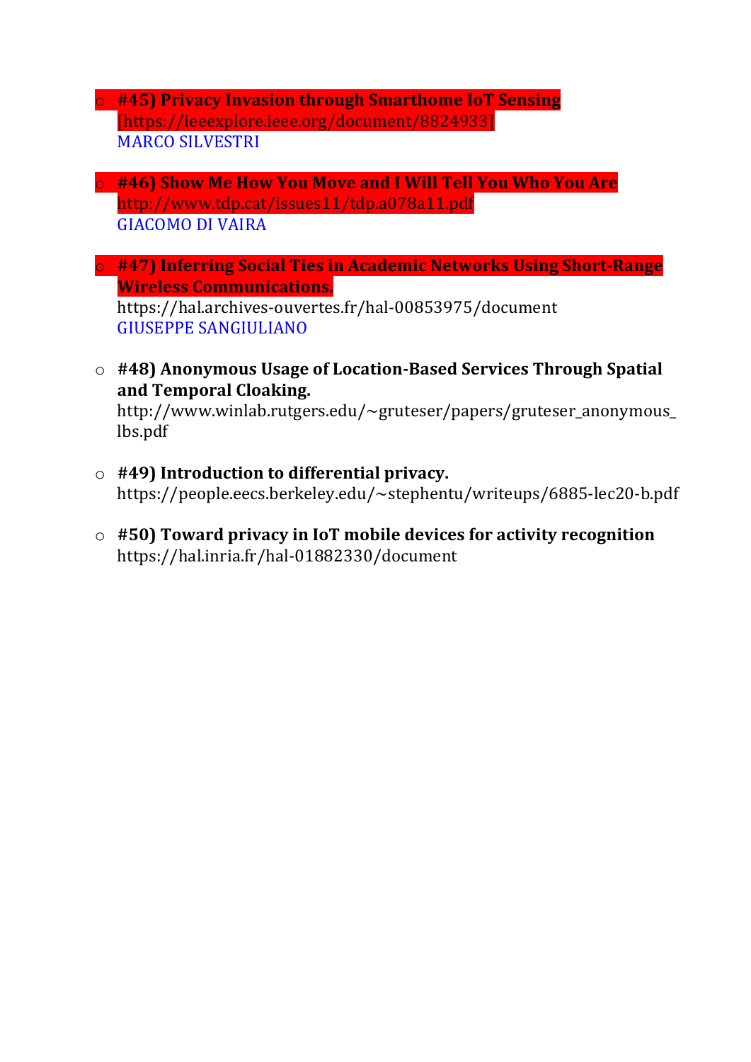- **#45) Privacy Invasion through Smarthome IoT Sensing**
  [https://ieeexplore.ieee.org/document/8824933]
  MARCO SILVESTRI

- **#46) Show Me How You Move and I Will Tell You Who You Are**
  http://www.tdp.cat/issues11/tdp.a078a11.pdf
  GIACOMO DI VAIRA

- **#47) Inferring Social Ties in Academic Networks Using Short-Range Wireless Communications.**
  https://hal.archives-ouvertes.fr/hal-00853975/document
  GIUSEPPE SANGIULIANO

- **#48) Anonymous Usage of Location-Based Services Through Spatial and Temporal Cloaking.**
  http://www.winlab.rutgers.edu/~gruteser/papers/gruteser_anonymous_lbs.pdf

- **#49) Introduction to differential privacy.**
  https://people.eecs.berkeley.edu/~stephentu/writeups/6885-lec20-b.pdf

- **#50) Toward privacy in IoT mobile devices for activity recognition**
  https://hal.inria.fr/hal-01882330/document